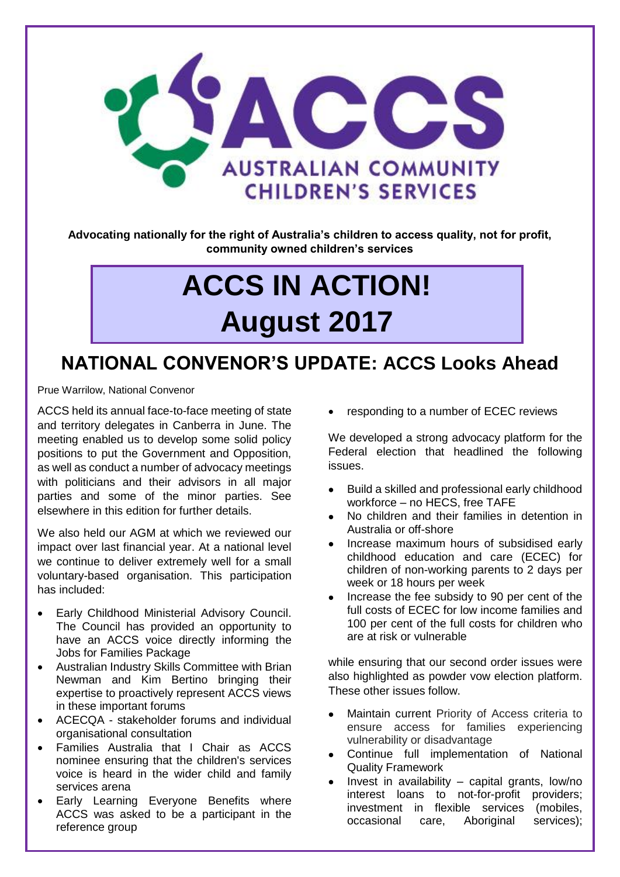ACCS

AUSTRALIAN COMMUNITY CHILDREN'S SERVICES

**Advocating nationally for the right of Australia's children to access quality, not for profit, community owned children's services**

# ACCS IN ACTION! August 2017

## NATIONAL CONVENOR'S UPDATE: ACCS Looks Ahead

Prue Warrilow, National Convenor

ACCS held its annual face-to-face meeting of state and territory delegates in Canberra in June. The meeting enabled us to develop some solid policy positions to put the Government and Opposition, as well as conduct a number of advocacy meetings with politicians and their advisors in all major parties and some of the minor parties. See elsewhere in this edition for further details.

We also held our AGM at which we reviewed our impact over last financial year. At a national level we continue to deliver extremely well for a small voluntary-based organisation. This participation has included:

- Early Childhood Ministerial Advisory Council. The Council has provided an opportunity to have an ACCS voice directly informing the Jobs for Families Package
- Australian Industry Skills Committee with Brian Newman and Kim Bertino bringing their expertise to proactively represent ACCS views in these important forums
- ACECQA - stakeholder forums and individual organisational consultation
- Families Australia that I Chair as ACCS nominee ensuring that the children's services voice is heard in the wider child and family services arena
- Early Learning Everyone Benefits where ACCS was asked to be a participant in the reference group
- responding to a number of ECEC reviews

We developed a strong advocacy platform for the Federal election that headlined the following issues.

- Build a skilled and professional early childhood workforce – no HECS, free TAFE
- No children and their families in detention in Australia or off-shore
- Increase maximum hours of subsidised early childhood education and care (ECEC) for children of non-working parents to 2 days per week or 18 hours per week
- Increase the fee subsidy to 90 per cent of the full costs of ECEC for low income families and 100 per cent of the full costs for children who are at risk or vulnerable

while ensuring that our second order issues were also highlighted as powder vow election platform. These other issues follow.

- Maintain current Priority of Access criteria to ensure access for families experiencing vulnerability or disadvantage
- Continue full implementation of National Quality Framework
- Invest in availability – capital grants, low/no interest loans to not-for-profit providers; investment in flexible services (mobiles, occasional care, Aboriginal services);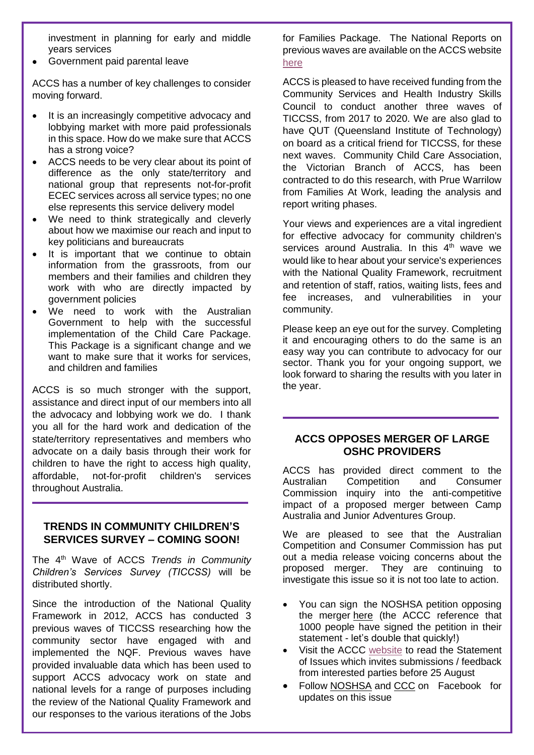investment in planning for early and middle years services

- Government paid parental leave

ACCS has a number of key challenges to consider moving forward.

- It is an increasingly competitive advocacy and lobbying market with more paid professionals in this space. How do we make sure that ACCS has a strong voice?
- ACCS needs to be very clear about its point of difference as the only state/territory and national group that represents not-for-profit ECEC services across all service types; no one else represents this service delivery model
- We need to think strategically and cleverly about how we maximise our reach and input to key politicians and bureaucrats
- It is important that we continue to obtain information from the grassroots, from our members and their families and children they work with who are directly impacted by government policies
- We need to work with the Australian Government to help with the successful implementation of the Child Care Package. This Package is a significant change and we want to make sure that it works for services, and children and families

ACCS is so much stronger with the support, assistance and direct input of our members into all the advocacy and lobbying work we do. I thank you all for the hard work and dedication of the state/territory representatives and members who advocate on a daily basis through their work for children to have the right to access high quality, affordable, not-for-profit children's services throughout Australia.

## TRENDS IN COMMUNITY CHILDREN'S SERVICES SURVEY – COMING SOON!

The 4th Wave of ACCS *Trends in Community Children's Services Survey (TICCSS)* will be distributed shortly.

Since the introduction of the National Quality Framework in 2012, ACCS has conducted 3 previous waves of TICCSS researching how the community sector have engaged with and implemented the NQF. Previous waves have provided invaluable data which has been used to support ACCS advocacy work on state and national levels for a range of purposes including the review of the National Quality Framework and our responses to the various iterations of the Jobs for Families Package. The National Reports on previous waves are available on the ACCS website here

ACCS is pleased to have received funding from the Community Services and Health Industry Skills Council to conduct another three waves of TICCSS, from 2017 to 2020. We are also glad to have QUT (Queensland Institute of Technology) on board as a critical friend for TICCSS, for these next waves. Community Child Care Association, the Victorian Branch of ACCS, has been contracted to do this research, with Prue Warrilow from Families At Work, leading the analysis and report writing phases.

Your views and experiences are a vital ingredient for effective advocacy for community children's services around Australia. In this 4th wave we would like to hear about your service's experiences with the National Quality Framework, recruitment and retention of staff, ratios, waiting lists, fees and fee increases, and vulnerabilities in your community.

Please keep an eye out for the survey. Completing it and encouraging others to do the same is an easy way you can contribute to advocacy for our sector. Thank you for your ongoing support, we look forward to sharing the results with you later in the year.

## ACCS OPPOSES MERGER OF LARGE OSHC PROVIDERS

ACCS has provided direct comment to the Australian Competition and Consumer Commission inquiry into the anti-competitive impact of a proposed merger between Camp Australia and Junior Adventures Group.

We are pleased to see that the Australian Competition and Consumer Commission has put out a media release voicing concerns about the proposed merger. They are continuing to investigate this issue so it is not too late to action.

- You can sign the NOSHSA petition opposing the merger here (the ACCC reference that 1000 people have signed the petition in their statement - let's double that quickly!)
- Visit the ACCC website to read the Statement of Issues which invites submissions / feedback from interested parties before 25 August
- Follow NOSHSA and CCC on Facebook for updates on this issue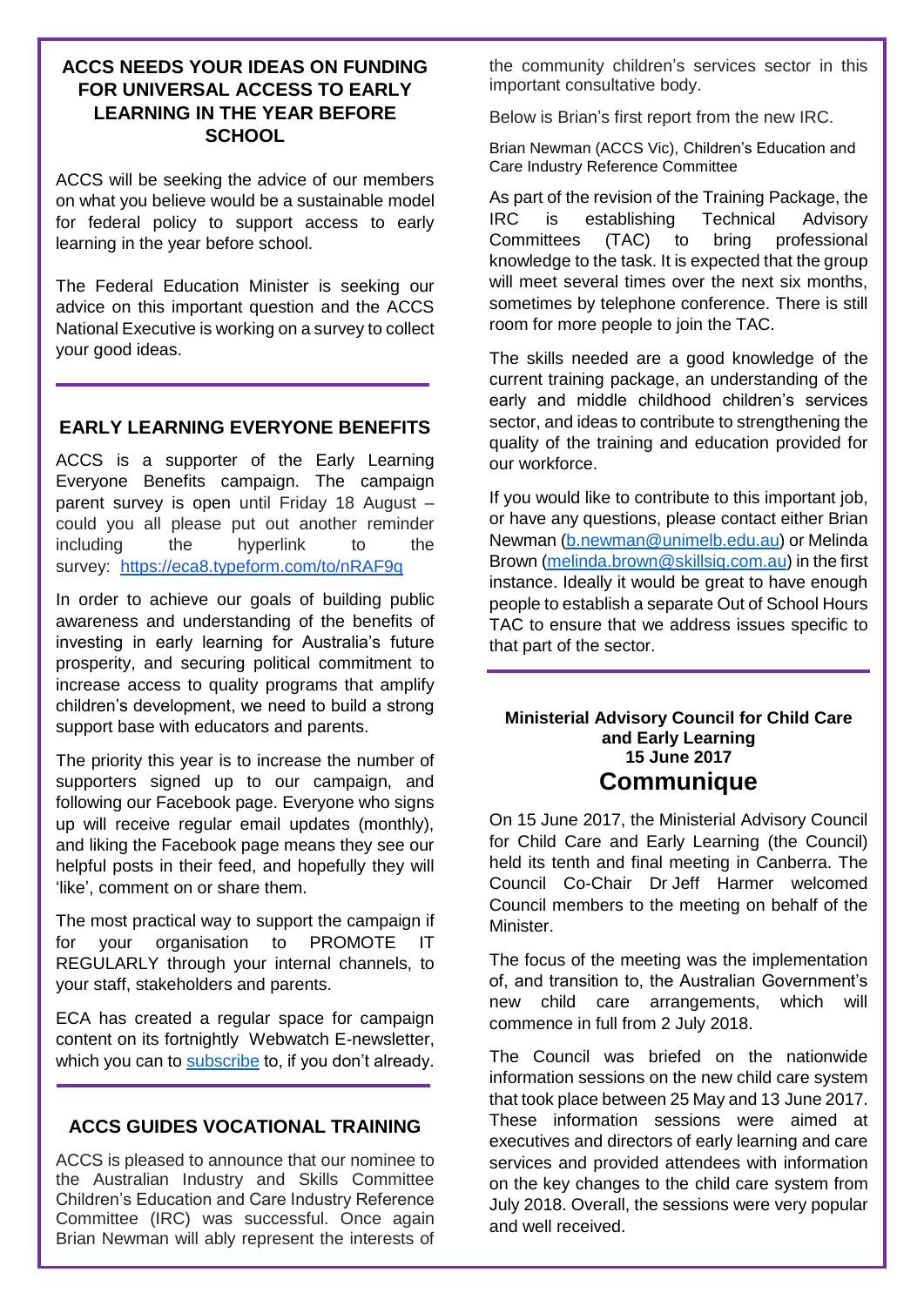## ACCS NEEDS YOUR IDEAS ON FUNDING FOR UNIVERSAL ACCESS TO EARLY LEARNING IN THE YEAR BEFORE SCHOOL

ACCS will be seeking the advice of our members on what you believe would be a sustainable model for federal policy to support access to early learning in the year before school.

The Federal Education Minister is seeking our advice on this important question and the ACCS National Executive is working on a survey to collect your good ideas.

## EARLY LEARNING EVERYONE BENEFITS

ACCS is a supporter of the Early Learning Everyone Benefits campaign. The campaign parent survey is open until Friday 18 August – could you all please put out another reminder including the hyperlink to the survey: https://eca8.typeform.com/to/nRAF9q

In order to achieve our goals of building public awareness and understanding of the benefits of investing in early learning for Australia's future prosperity, and securing political commitment to increase access to quality programs that amplify children's development, we need to build a strong support base with educators and parents.

The priority this year is to increase the number of supporters signed up to our campaign, and following our Facebook page. Everyone who signs up will receive regular email updates (monthly), and liking the Facebook page means they see our helpful posts in their feed, and hopefully they will 'like', comment on or share them.

The most practical way to support the campaign if for your organisation to PROMOTE IT REGULARLY through your internal channels, to your staff, stakeholders and parents.

ECA has created a regular space for campaign content on its fortnightly Webwatch E-newsletter, which you can to subscribe to, if you don't already.

## ACCS GUIDES VOCATIONAL TRAINING

ACCS is pleased to announce that our nominee to the Australian Industry and Skills Committee Children's Education and Care Industry Reference Committee (IRC) was successful. Once again Brian Newman will ably represent the interests of the community children's services sector in this important consultative body.

Below is Brian's first report from the new IRC.

Brian Newman (ACCS Vic), Children's Education and Care Industry Reference Committee

As part of the revision of the Training Package, the IRC is establishing Technical Advisory Committees (TAC) to bring professional knowledge to the task. It is expected that the group will meet several times over the next six months, sometimes by telephone conference. There is still room for more people to join the TAC.

The skills needed are a good knowledge of the current training package, an understanding of the early and middle childhood children's services sector, and ideas to contribute to strengthening the quality of the training and education provided for our workforce.

If you would like to contribute to this important job, or have any questions, please contact either Brian Newman (b.newman@unimelb.edu.au) or Melinda Brown (melinda.brown@skillsiq.com.au) in the first instance. Ideally it would be great to have enough people to establish a separate Out of School Hours TAC to ensure that we address issues specific to that part of the sector.

### Ministerial Advisory Council for Child Care and Early Learning 15 June 2017

## Communique

On 15 June 2017, the Ministerial Advisory Council for Child Care and Early Learning (the Council) held its tenth and final meeting in Canberra. The Council Co-Chair Dr Jeff Harmer welcomed Council members to the meeting on behalf of the Minister.

The focus of the meeting was the implementation of, and transition to, the Australian Government's new child care arrangements, which will commence in full from 2 July 2018.

The Council was briefed on the nationwide information sessions on the new child care system that took place between 25 May and 13 June 2017. These information sessions were aimed at executives and directors of early learning and care services and provided attendees with information on the key changes to the child care system from July 2018. Overall, the sessions were very popular and well received.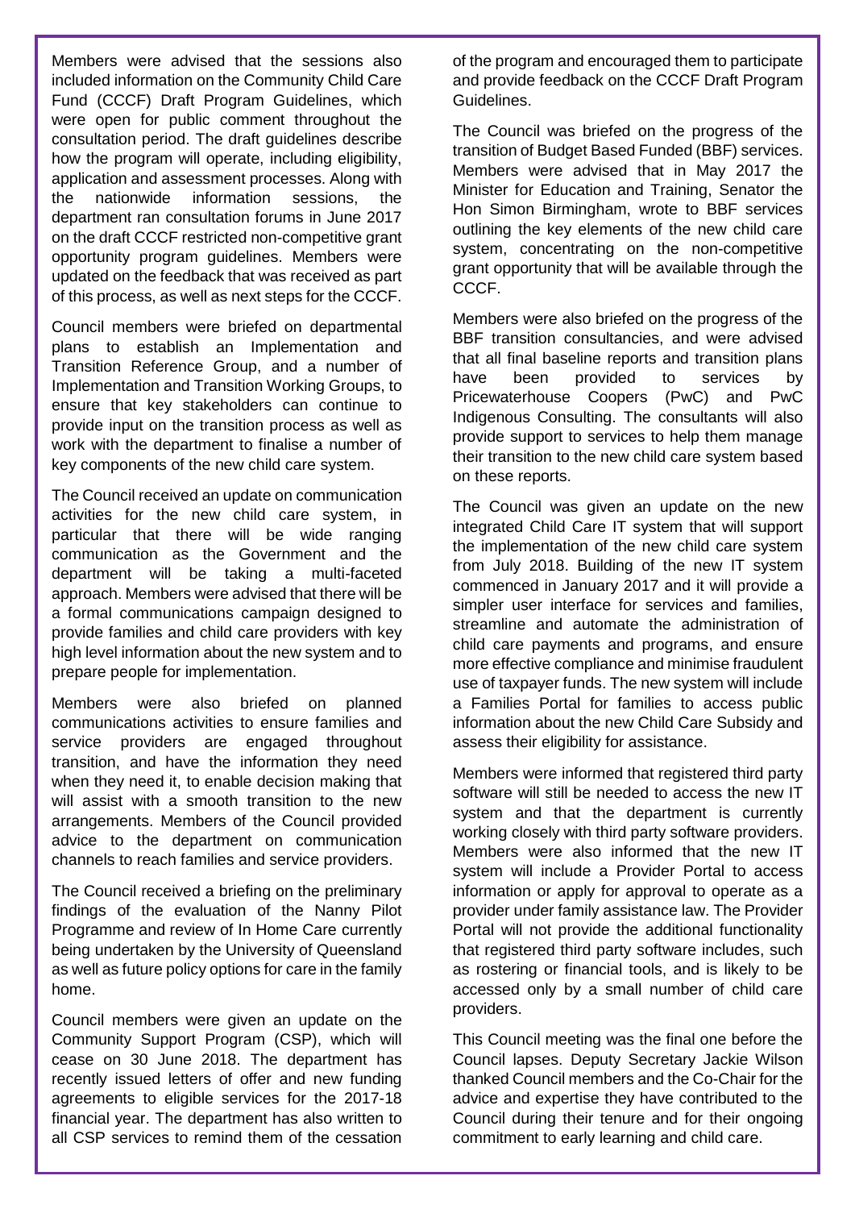Members were advised that the sessions also included information on the Community Child Care Fund (CCCF) Draft Program Guidelines, which were open for public comment throughout the consultation period. The draft guidelines describe how the program will operate, including eligibility, application and assessment processes. Along with the nationwide information sessions, the department ran consultation forums in June 2017 on the draft CCCF restricted non-competitive grant opportunity program guidelines. Members were updated on the feedback that was received as part of this process, as well as next steps for the CCCF.

Council members were briefed on departmental plans to establish an Implementation and Transition Reference Group, and a number of Implementation and Transition Working Groups, to ensure that key stakeholders can continue to provide input on the transition process as well as work with the department to finalise a number of key components of the new child care system.

The Council received an update on communication activities for the new child care system, in particular that there will be wide ranging communication as the Government and the department will be taking a multi-faceted approach. Members were advised that there will be a formal communications campaign designed to provide families and child care providers with key high level information about the new system and to prepare people for implementation.

Members were also briefed on planned communications activities to ensure families and service providers are engaged throughout transition, and have the information they need when they need it, to enable decision making that will assist with a smooth transition to the new arrangements. Members of the Council provided advice to the department on communication channels to reach families and service providers.

The Council received a briefing on the preliminary findings of the evaluation of the Nanny Pilot Programme and review of In Home Care currently being undertaken by the University of Queensland as well as future policy options for care in the family home.

Council members were given an update on the Community Support Program (CSP), which will cease on 30 June 2018. The department has recently issued letters of offer and new funding agreements to eligible services for the 2017-18 financial year. The department has also written to all CSP services to remind them of the cessation of the program and encouraged them to participate and provide feedback on the CCCF Draft Program Guidelines.

The Council was briefed on the progress of the transition of Budget Based Funded (BBF) services. Members were advised that in May 2017 the Minister for Education and Training, Senator the Hon Simon Birmingham, wrote to BBF services outlining the key elements of the new child care system, concentrating on the non-competitive grant opportunity that will be available through the CCCF.

Members were also briefed on the progress of the BBF transition consultancies, and were advised that all final baseline reports and transition plans have been provided to services by Pricewaterhouse Coopers (PwC) and PwC Indigenous Consulting. The consultants will also provide support to services to help them manage their transition to the new child care system based on these reports.

The Council was given an update on the new integrated Child Care IT system that will support the implementation of the new child care system from July 2018. Building of the new IT system commenced in January 2017 and it will provide a simpler user interface for services and families, streamline and automate the administration of child care payments and programs, and ensure more effective compliance and minimise fraudulent use of taxpayer funds. The new system will include a Families Portal for families to access public information about the new Child Care Subsidy and assess their eligibility for assistance.

Members were informed that registered third party software will still be needed to access the new IT system and that the department is currently working closely with third party software providers. Members were also informed that the new IT system will include a Provider Portal to access information or apply for approval to operate as a provider under family assistance law. The Provider Portal will not provide the additional functionality that registered third party software includes, such as rostering or financial tools, and is likely to be accessed only by a small number of child care providers.

This Council meeting was the final one before the Council lapses. Deputy Secretary Jackie Wilson thanked Council members and the Co-Chair for the advice and expertise they have contributed to the Council during their tenure and for their ongoing commitment to early learning and child care.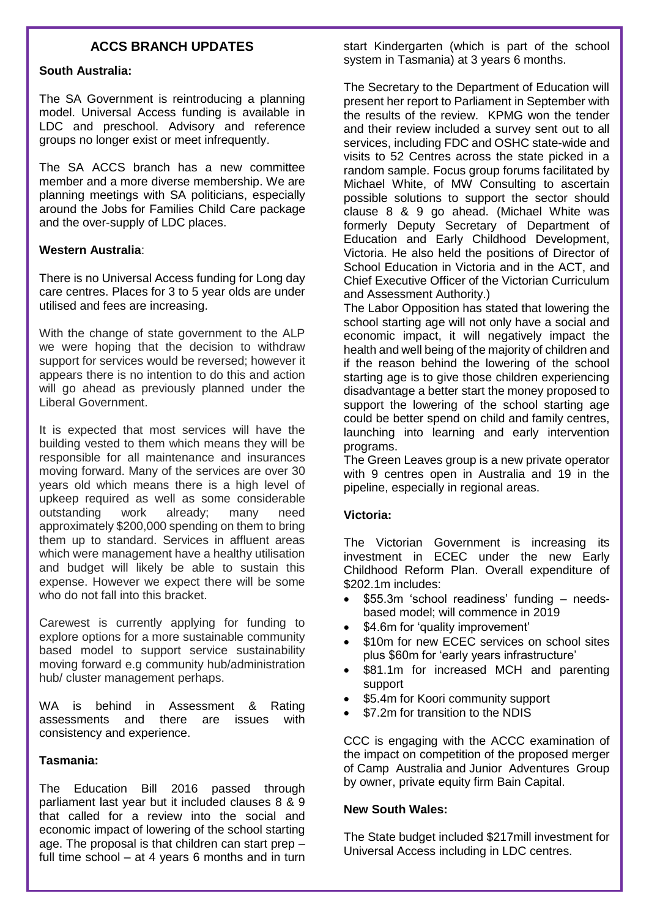## ACCS BRANCH UPDATES

### South Australia:

The SA Government is reintroducing a planning model. Universal Access funding is available in LDC and preschool. Advisory and reference groups no longer exist or meet infrequently.

The SA ACCS branch has a new committee member and a more diverse membership. We are planning meetings with SA politicians, especially around the Jobs for Families Child Care package and the over-supply of LDC places.

### Western Australia:

There is no Universal Access funding for Long day care centres. Places for 3 to 5 year olds are under utilised and fees are increasing.

With the change of state government to the ALP we were hoping that the decision to withdraw support for services would be reversed; however it appears there is no intention to do this and action will go ahead as previously planned under the Liberal Government.

It is expected that most services will have the building vested to them which means they will be responsible for all maintenance and insurances moving forward. Many of the services are over 30 years old which means there is a high level of upkeep required as well as some considerable outstanding work already; many need approximately $200,000 spending on them to bring them up to standard. Services in affluent areas which were management have a healthy utilisation and budget will likely be able to sustain this expense. However we expect there will be some who do not fall into this bracket.

Carewest is currently applying for funding to explore options for a more sustainable community based model to support service sustainability moving forward e.g community hub/administration hub/ cluster management perhaps.

WA is behind in Assessment & Rating assessments and there are issues with consistency and experience.

### Tasmania:

The Education Bill 2016 passed through parliament last year but it included clauses 8 & 9 that called for a review into the social and economic impact of lowering of the school starting age. The proposal is that children can start prep – full time school – at 4 years 6 months and in turn start Kindergarten (which is part of the school system in Tasmania) at 3 years 6 months.

The Secretary to the Department of Education will present her report to Parliament in September with the results of the review. KPMG won the tender and their review included a survey sent out to all services, including FDC and OSHC state-wide and visits to 52 Centres across the state picked in a random sample. Focus group forums facilitated by Michael White, of MW Consulting to ascertain possible solutions to support the sector should clause 8 & 9 go ahead. (Michael White was formerly Deputy Secretary of Department of Education and Early Childhood Development, Victoria. He also held the positions of Director of School Education in Victoria and in the ACT, and Chief Executive Officer of the Victorian Curriculum and Assessment Authority.)

The Labor Opposition has stated that lowering the school starting age will not only have a social and economic impact, it will negatively impact the health and well being of the majority of children and if the reason behind the lowering of the school starting age is to give those children experiencing disadvantage a better start the money proposed to support the lowering of the school starting age could be better spend on child and family centres, launching into learning and early intervention programs.

The Green Leaves group is a new private operator with 9 centres open in Australia and 19 in the pipeline, especially in regional areas.

### Victoria:

The Victorian Government is increasing its investment in ECEC under the new Early Childhood Reform Plan. Overall expenditure of $202.1m includes:

- $55.3m 'school readiness' funding – needs-based model; will commence in 2019
- $4.6m for 'quality improvement'
- $10m for new ECEC services on school sites plus $60m for 'early years infrastructure'
- $81.1m for increased MCH and parenting support
- $5.4m for Koori community support
- $7.2m for transition to the NDIS

CCC is engaging with the ACCC examination of the impact on competition of the proposed merger of Camp Australia and Junior Adventures Group by owner, private equity firm Bain Capital.

### New South Wales:

The State budget included $217mill investment for Universal Access including in LDC centres.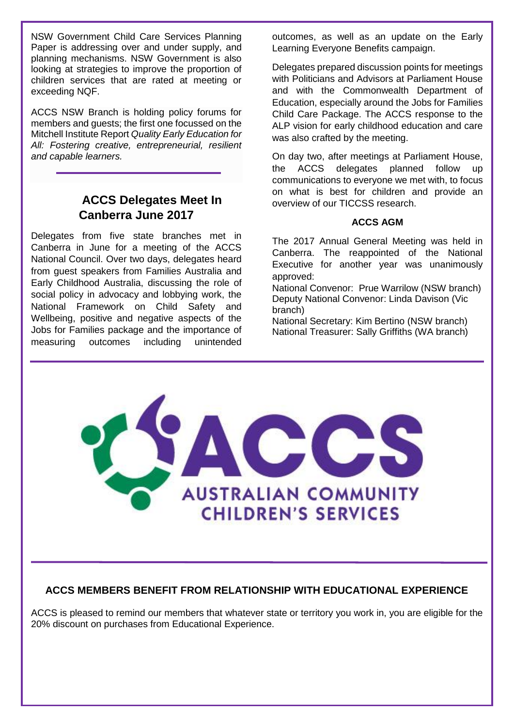NSW Government Child Care Services Planning Paper is addressing over and under supply, and planning mechanisms. NSW Government is also looking at strategies to improve the proportion of children services that are rated at meeting or exceeding NQF.

ACCS NSW Branch is holding policy forums for members and guests; the first one focussed on the Mitchell Institute Report *Quality Early Education for All: Fostering creative, entrepreneurial, resilient and capable learners.*

## ACCS Delegates Meet In Canberra June 2017

Delegates from five state branches met in Canberra in June for a meeting of the ACCS National Council. Over two days, delegates heard from guest speakers from Families Australia and Early Childhood Australia, discussing the role of social policy in advocacy and lobbying work, the National Framework on Child Safety and Wellbeing, positive and negative aspects of the Jobs for Families package and the importance of measuring outcomes including unintended outcomes, as well as an update on the Early Learning Everyone Benefits campaign.

Delegates prepared discussion points for meetings with Politicians and Advisors at Parliament House and with the Commonwealth Department of Education, especially around the Jobs for Families Child Care Package. The ACCS response to the ALP vision for early childhood education and care was also crafted by the meeting.

On day two, after meetings at Parliament House, the ACCS delegates planned follow up communications to everyone we met with, to focus on what is best for children and provide an overview of our TICCSS research.

### ACCS AGM

The 2017 Annual General Meeting was held in Canberra. The reappointed of the National Executive for another year was unanimously approved:

National Convenor: Prue Warrilow (NSW branch)
Deputy National Convenor: Linda Davison (Vic branch)
National Secretary: Kim Bertino (NSW branch)
National Treasurer: Sally Griffiths (WA branch)

ACCS
AUSTRALIAN COMMUNITY CHILDREN'S SERVICES

## ACCS MEMBERS BENEFIT FROM RELATIONSHIP WITH EDUCATIONAL EXPERIENCE

ACCS is pleased to remind our members that whatever state or territory you work in, you are eligible for the 20% discount on purchases from Educational Experience.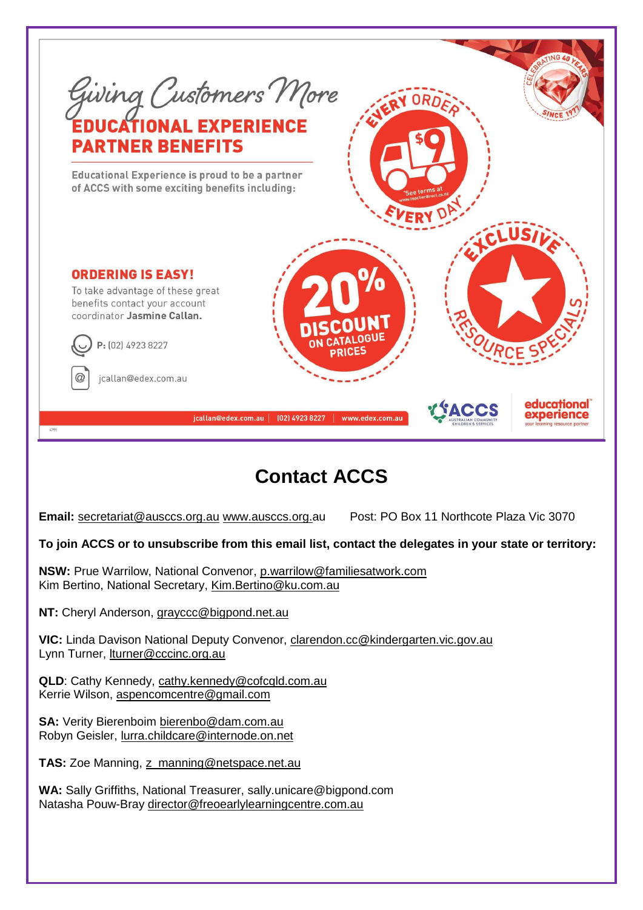Giving Customers More

## EDUCATIONAL EXPERIENCE PARTNER BENEFITS

Educational Experience is proud to be a partner of ACCS with some exciting benefits including:

EVERY ORDER $9 EVERY DAY*

*See terms at www.teacherdirect.co.nz

20% DISCOUNT ON CATALOGUE PRICES

EXCLUSIVE RESOURCE SPECIALS

CELEBRATING 40 YEARS SINCE 1977

### ORDERING IS EASY!

To take advantage of these great benefits contact your account coordinator **Jasmine Callan.**

**P:** (02) 4923 8227

jcallan@edex.com.au

jcallan@edex.com.au | (02) 4923 8227 | www.edex.com.au

ACCS AUSTRALIAN COMMUNITY CHILDREN'S SERVICES

educational experience your learning resource partner

# Contact ACCS

**Email:** secretariat@ausccs.org.au www.ausccs.org.au Post: PO Box 11 Northcote Plaza Vic 3070

**To join ACCS or to unsubscribe from this email list, contact the delegates in your state or territory:**

**NSW:** Prue Warrilow, National Convenor, p.warrilow@familiesatwork.com
Kim Bertino, National Secretary, Kim.Bertino@ku.com.au

**NT:** Cheryl Anderson, grayccc@bigpond.net.au

**VIC:** Linda Davison National Deputy Convenor, clarendon.cc@kindergarten.vic.gov.au
Lynn Turner, lturner@cccinc.org.au

**QLD**: Cathy Kennedy, cathy.kennedy@cofcqld.com.au
Kerrie Wilson, aspencomcentre@gmail.com

**SA:** Verity Bierenboim bierenbo@dam.com.au
Robyn Geisler, lurra.childcare@internode.on.net

**TAS:** Zoe Manning, z_manning@netspace.net.au

**WA:** Sally Griffiths, National Treasurer, sally.unicare@bigpond.com
Natasha Pouw-Bray director@freoearlylearningcentre.com.au